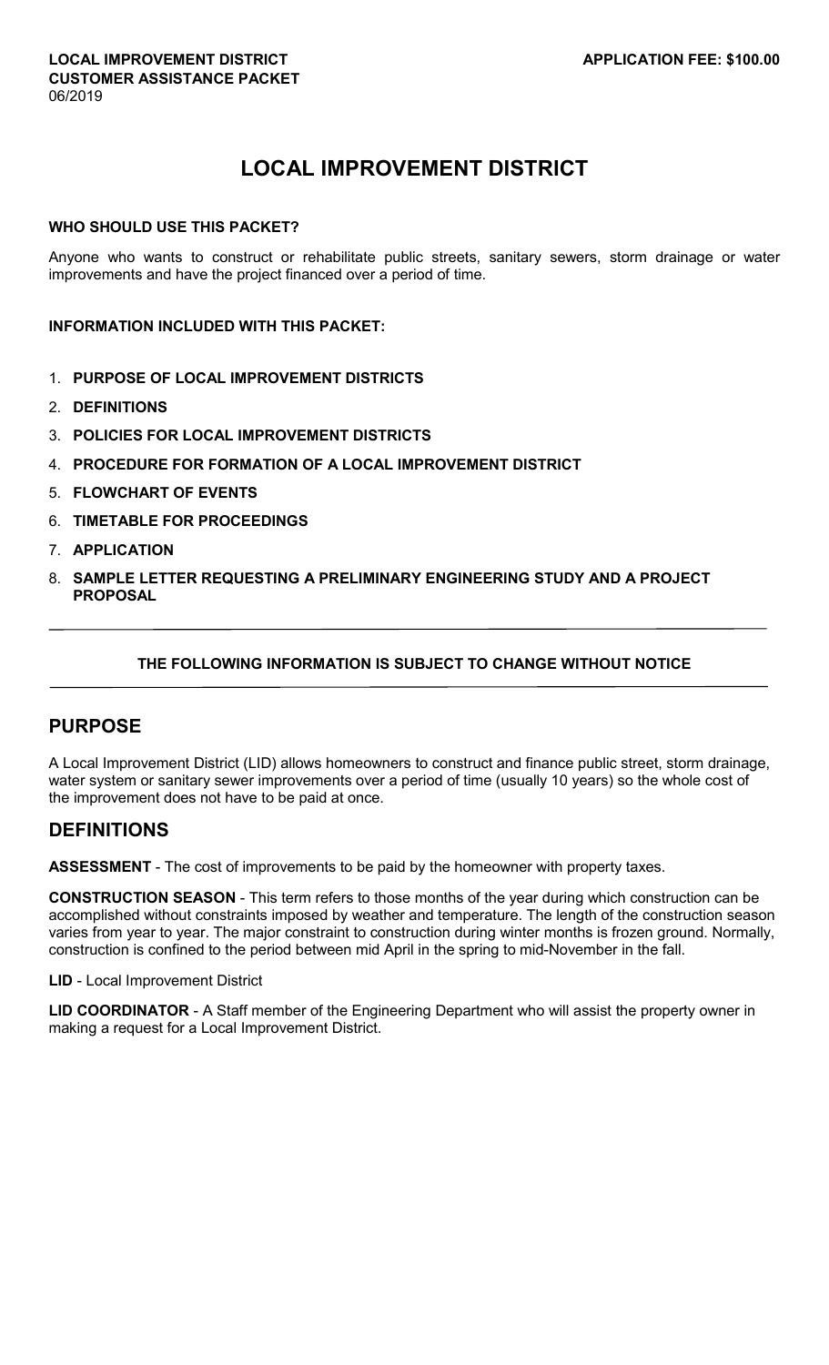**LOCAL IMPROVEMENT DISTRICT**
**CUSTOMER ASSISTANCE PACKET**
06/2019

**APPLICATION FEE: $100.00**

# LOCAL IMPROVEMENT DISTRICT

**WHO SHOULD USE THIS PACKET?**

Anyone who wants to construct or rehabilitate public streets, sanitary sewers, storm drainage or water improvements and have the project financed over a period of time.

**INFORMATION INCLUDED WITH THIS PACKET:**

1. **PURPOSE OF LOCAL IMPROVEMENT DISTRICTS**
2. **DEFINITIONS**
3. **POLICIES FOR LOCAL IMPROVEMENT DISTRICTS**
4. **PROCEDURE FOR FORMATION OF A LOCAL IMPROVEMENT DISTRICT**
5. **FLOWCHART OF EVENTS**
6. **TIMETABLE FOR PROCEEDINGS**
7. **APPLICATION**
8. **SAMPLE LETTER REQUESTING A PRELIMINARY ENGINEERING STUDY AND A PROJECT PROPOSAL**

---

**THE FOLLOWING INFORMATION IS SUBJECT TO CHANGE WITHOUT NOTICE**

---

## PURPOSE

A Local Improvement District (LID) allows homeowners to construct and finance public street, storm drainage, water system or sanitary sewer improvements over a period of time (usually 10 years) so the whole cost of the improvement does not have to be paid at once.

## DEFINITIONS

**ASSESSMENT** - The cost of improvements to be paid by the homeowner with property taxes.

**CONSTRUCTION SEASON** - This term refers to those months of the year during which construction can be accomplished without constraints imposed by weather and temperature. The length of the construction season varies from year to year. The major constraint to construction during winter months is frozen ground. Normally, construction is confined to the period between mid April in the spring to mid-November in the fall.

**LID** - Local Improvement District

**LID COORDINATOR** - A Staff member of the Engineering Department who will assist the property owner in making a request for a Local Improvement District.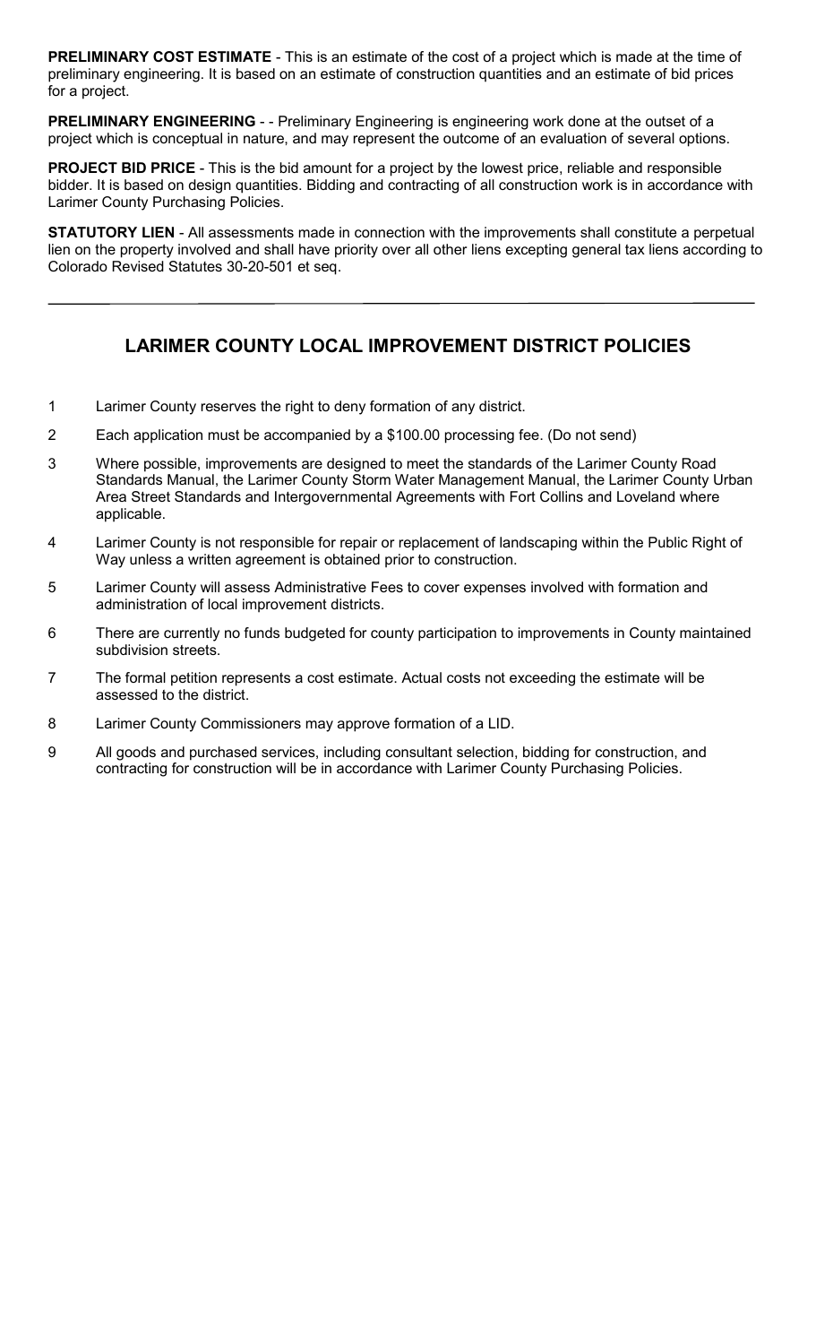**PRELIMINARY COST ESTIMATE** - This is an estimate of the cost of a project which is made at the time of preliminary engineering. It is based on an estimate of construction quantities and an estimate of bid prices for a project.

**PRELIMINARY ENGINEERING** - - Preliminary Engineering is engineering work done at the outset of a project which is conceptual in nature, and may represent the outcome of an evaluation of several options.

**PROJECT BID PRICE** - This is the bid amount for a project by the lowest price, reliable and responsible bidder. It is based on design quantities. Bidding and contracting of all construction work is in accordance with Larimer County Purchasing Policies.

**STATUTORY LIEN** - All assessments made in connection with the improvements shall constitute a perpetual lien on the property involved and shall have priority over all other liens excepting general tax liens according to Colorado Revised Statutes 30-20-501 et seq.

---

## LARIMER COUNTY LOCAL IMPROVEMENT DISTRICT POLICIES

1. Larimer County reserves the right to deny formation of any district.
2. Each application must be accompanied by a $100.00 processing fee. (Do not send)
3. Where possible, improvements are designed to meet the standards of the Larimer County Road Standards Manual, the Larimer County Storm Water Management Manual, the Larimer County Urban Area Street Standards and Intergovernmental Agreements with Fort Collins and Loveland where applicable.
4. Larimer County is not responsible for repair or replacement of landscaping within the Public Right of Way unless a written agreement is obtained prior to construction.
5. Larimer County will assess Administrative Fees to cover expenses involved with formation and administration of local improvement districts.
6. There are currently no funds budgeted for county participation to improvements in County maintained subdivision streets.
7. The formal petition represents a cost estimate. Actual costs not exceeding the estimate will be assessed to the district.
8. Larimer County Commissioners may approve formation of a LID.
9. All goods and purchased services, including consultant selection, bidding for construction, and contracting for construction will be in accordance with Larimer County Purchasing Policies.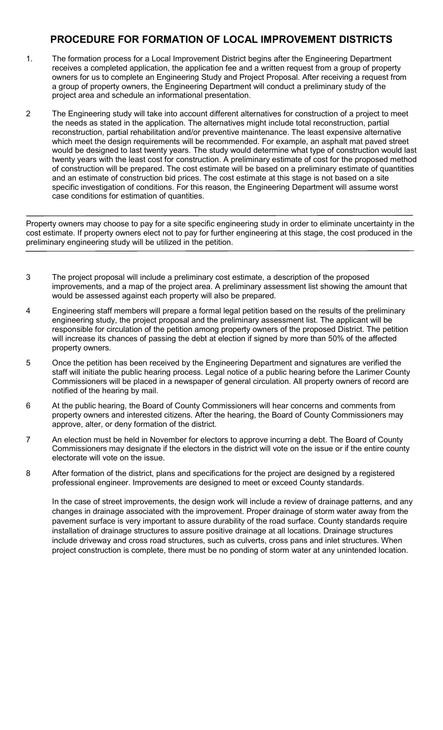# PROCEDURE FOR FORMATION OF LOCAL IMPROVEMENT DISTRICTS

1. The formation process for a Local Improvement District begins after the Engineering Department receives a completed application, the application fee and a written request from a group of property owners for us to complete an Engineering Study and Project Proposal. After receiving a request from a group of property owners, the Engineering Department will conduct a preliminary study of the project area and schedule an informational presentation.

2 The Engineering study will take into account different alternatives for construction of a project to meet the needs as stated in the application. The alternatives might include total reconstruction, partial reconstruction, partial rehabilitation and/or preventive maintenance. The least expensive alternative which meet the design requirements will be recommended. For example, an asphalt mat paved street would be designed to last twenty years. The study would determine what type of construction would last twenty years with the least cost for construction. A preliminary estimate of cost for the proposed method of construction will be prepared. The cost estimate will be based on a preliminary estimate of quantities and an estimate of construction bid prices. The cost estimate at this stage is not based on a site specific investigation of conditions. For this reason, the Engineering Department will assume worst case conditions for estimation of quantities.

---

Property owners may choose to pay for a site specific engineering study in order to eliminate uncertainty in the cost estimate. If property owners elect not to pay for further engineering at this stage, the cost produced in the preliminary engineering study will be utilized in the petition.

---

3 The project proposal will include a preliminary cost estimate, a description of the proposed improvements, and a map of the project area. A preliminary assessment list showing the amount that would be assessed against each property will also be prepared.

4 Engineering staff members will prepare a formal legal petition based on the results of the preliminary engineering study, the project proposal and the preliminary assessment list. The applicant will be responsible for circulation of the petition among property owners of the proposed District. The petition will increase its chances of passing the debt at election if signed by more than 50% of the affected property owners.

5 Once the petition has been received by the Engineering Department and signatures are verified the staff will initiate the public hearing process. Legal notice of a public hearing before the Larimer County Commissioners will be placed in a newspaper of general circulation. All property owners of record are notified of the hearing by mail.

6 At the public hearing, the Board of County Commissioners will hear concerns and comments from property owners and interested citizens. After the hearing, the Board of County Commissioners may approve, alter, or deny formation of the district.

7 An election must be held in November for electors to approve incurring a debt. The Board of County Commissioners may designate if the electors in the district will vote on the issue or if the entire county electorate will vote on the issue.

8 After formation of the district, plans and specifications for the project are designed by a registered professional engineer. Improvements are designed to meet or exceed County standards.

   In the case of street improvements, the design work will include a review of drainage patterns, and any changes in drainage associated with the improvement. Proper drainage of storm water away from the pavement surface is very important to assure durability of the road surface. County standards require installation of drainage structures to assure positive drainage at all locations. Drainage structures include driveway and cross road structures, such as culverts, cross pans and inlet structures. When project construction is complete, there must be no ponding of storm water at any unintended location.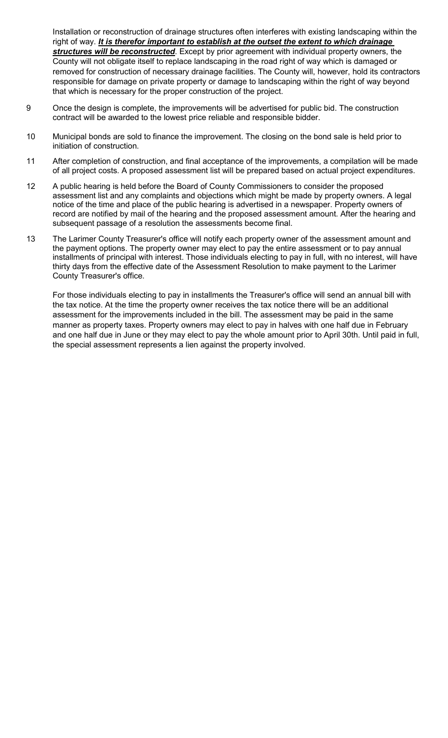Installation or reconstruction of drainage structures often interferes with existing landscaping within the right of way. ***It is therefor important to establish at the outset the extent to which drainage structures will be reconstructed***. Except by prior agreement with individual property owners, the County will not obligate itself to replace landscaping in the road right of way which is damaged or removed for construction of necessary drainage facilities. The County will, however, hold its contractors responsible for damage on private property or damage to landscaping within the right of way beyond that which is necessary for the proper construction of the project.

9 Once the design is complete, the improvements will be advertised for public bid. The construction contract will be awarded to the lowest price reliable and responsible bidder.

10 Municipal bonds are sold to finance the improvement. The closing on the bond sale is held prior to initiation of construction.

11 After completion of construction, and final acceptance of the improvements, a compilation will be made of all project costs. A proposed assessment list will be prepared based on actual project expenditures.

12 A public hearing is held before the Board of County Commissioners to consider the proposed assessment list and any complaints and objections which might be made by property owners. A legal notice of the time and place of the public hearing is advertised in a newspaper. Property owners of record are notified by mail of the hearing and the proposed assessment amount. After the hearing and subsequent passage of a resolution the assessments become final.

13 The Larimer County Treasurer's office will notify each property owner of the assessment amount and the payment options. The property owner may elect to pay the entire assessment or to pay annual installments of principal with interest. Those individuals electing to pay in full, with no interest, will have thirty days from the effective date of the Assessment Resolution to make payment to the Larimer County Treasurer's office.

For those individuals electing to pay in installments the Treasurer's office will send an annual bill with the tax notice. At the time the property owner receives the tax notice there will be an additional assessment for the improvements included in the bill. The assessment may be paid in the same manner as property taxes. Property owners may elect to pay in halves with one half due in February and one half due in June or they may elect to pay the whole amount prior to April 30th. Until paid in full, the special assessment represents a lien against the property involved.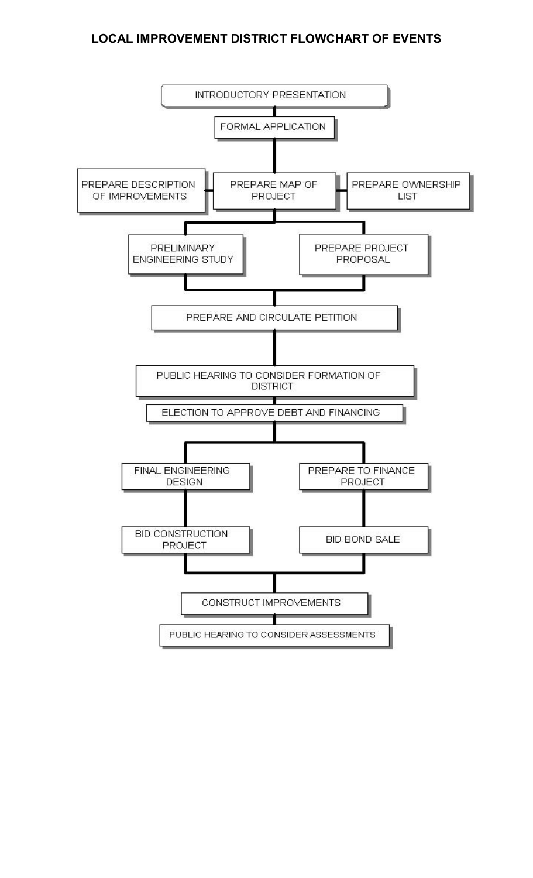# LOCAL IMPROVEMENT DISTRICT FLOWCHART OF EVENTS

1. INTRODUCTORY PRESENTATION
2. FORMAL APPLICATION
3. PREPARE MAP OF PROJECT
   - PREPARE DESCRIPTION OF IMPROVEMENTS
   - PREPARE OWNERSHIP LIST
4. PRELIMINARY ENGINEERING STUDY / PREPARE PROJECT PROPOSAL
5. PREPARE AND CIRCULATE PETITION
6. PUBLIC HEARING TO CONSIDER FORMATION OF DISTRICT
7. ELECTION TO APPROVE DEBT AND FINANCING
8. FINAL ENGINEERING DESIGN → BID CONSTRUCTION PROJECT / PREPARE TO FINANCE PROJECT → BID BOND SALE
9. CONSTRUCT IMPROVEMENTS
10. PUBLIC HEARING TO CONSIDER ASSESSMENTS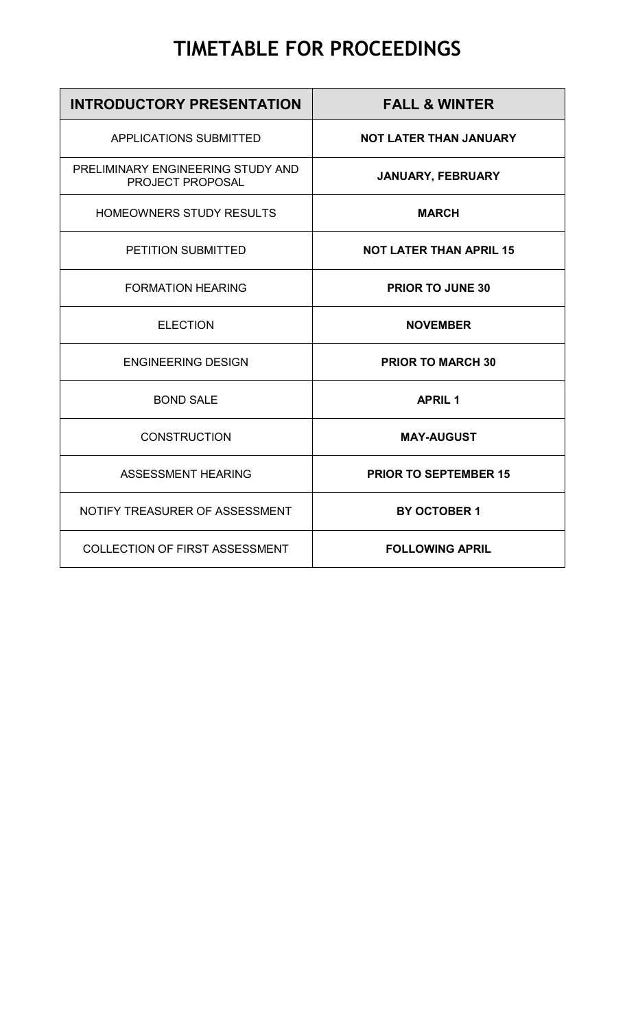# TIMETABLE FOR PROCEEDINGS

| INTRODUCTORY PRESENTATION | FALL & WINTER |
| --- | --- |
| APPLICATIONS SUBMITTED | **NOT LATER THAN JANUARY** |
| PRELIMINARY ENGINEERING STUDY AND PROJECT PROPOSAL | **JANUARY, FEBRUARY** |
| HOMEOWNERS STUDY RESULTS | **MARCH** |
| PETITION SUBMITTED | **NOT LATER THAN APRIL 15** |
| FORMATION HEARING | **PRIOR TO JUNE 30** |
| ELECTION | **NOVEMBER** |
| ENGINEERING DESIGN | **PRIOR TO MARCH 30** |
| BOND SALE | **APRIL 1** |
| CONSTRUCTION | **MAY-AUGUST** |
| ASSESSMENT HEARING | **PRIOR TO SEPTEMBER 15** |
| NOTIFY TREASURER OF ASSESSMENT | **BY OCTOBER 1** |
| COLLECTION OF FIRST ASSESSMENT | **FOLLOWING APRIL** |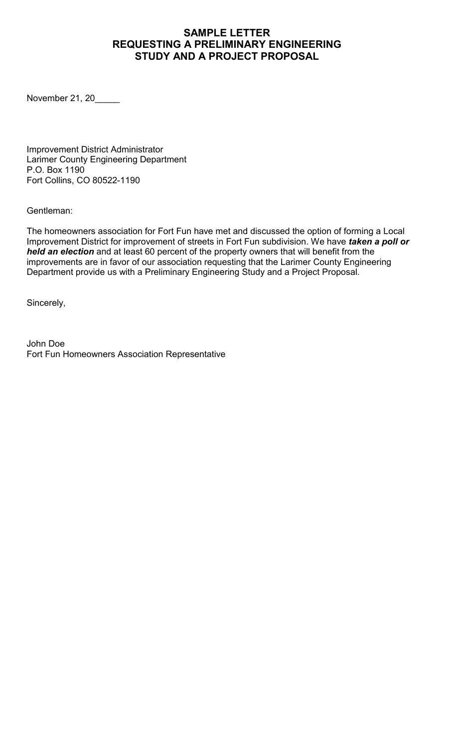# SAMPLE LETTER
# REQUESTING A PRELIMINARY ENGINEERING STUDY AND A PROJECT PROPOSAL

November 21, 20_____

Improvement District Administrator
Larimer County Engineering Department
P.O. Box 1190
Fort Collins, CO 80522-1190

Gentleman:

The homeowners association for Fort Fun have met and discussed the option of forming a Local Improvement District for improvement of streets in Fort Fun subdivision. We have ***taken a poll or held an election*** and at least 60 percent of the property owners that will benefit from the improvements are in favor of our association requesting that the Larimer County Engineering Department provide us with a Preliminary Engineering Study and a Project Proposal.

Sincerely,

John Doe
Fort Fun Homeowners Association Representative